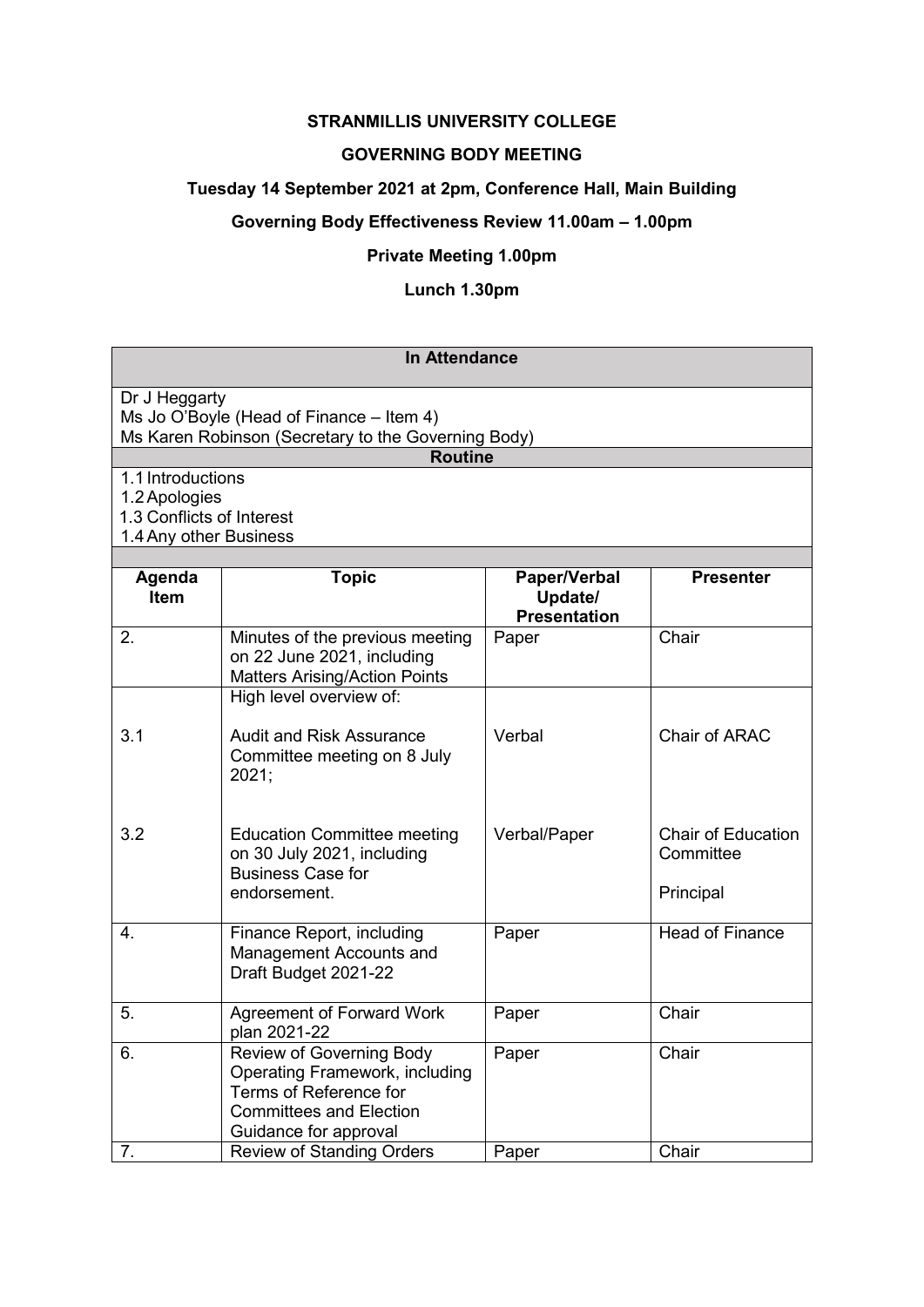**STRANMILLIS UNIVERSITY COLLEGE**

**GOVERNING BODY MEETING**

**Tuesday 14 September 2021 at 2pm, Conference Hall, Main Building**

**Governing Body Effectiveness Review 11.00am – 1.00pm**

**Private Meeting 1.00pm**

**Lunch 1.30pm**

| **In Attendance** |
|---|
| Dr J Heggarty<br>Ms Jo O'Boyle (Head of Finance – Item 4)<br>Ms Karen Robinson (Secretary to the Governing Body) |
| **Routine** |
| 1.1 Introductions<br>1.2 Apologies<br>1.3 Conflicts of Interest<br>1.4 Any other Business |

| Agenda Item | Topic | Paper/Verbal Update/ Presentation | Presenter |
|---|---|---|---|
| 2. | Minutes of the previous meeting on 22 June 2021, including Matters Arising/Action Points | Paper | Chair |
| | High level overview of: | | |
| 3.1 | Audit and Risk Assurance Committee meeting on 8 July 2021; | Verbal | Chair of ARAC |
| 3.2 | Education Committee meeting on 30 July 2021, including Business Case for endorsement. | Verbal/Paper | Chair of Education Committee<br><br>Principal |
| 4. | Finance Report, including Management Accounts and Draft Budget 2021-22 | Paper | Head of Finance |
| 5. | Agreement of Forward Work plan 2021-22 | Paper | Chair |
| 6. | Review of Governing Body Operating Framework, including Terms of Reference for Committees and Election Guidance for approval | Paper | Chair |
| 7. | Review of Standing Orders | Paper | Chair |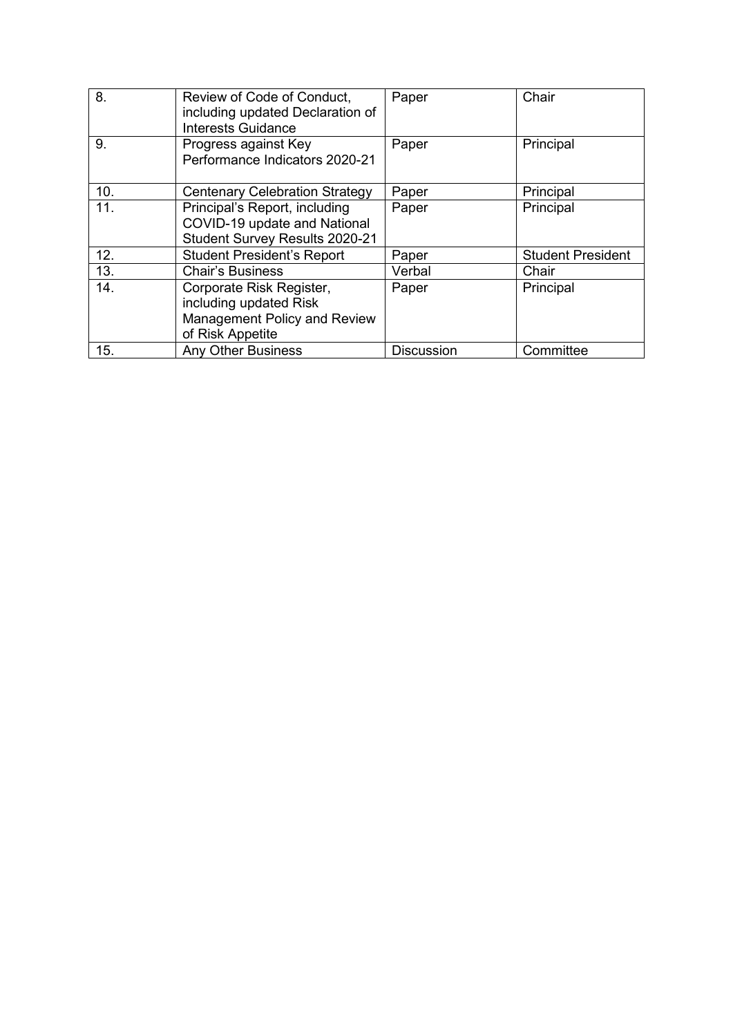| | | | |
|---|---|---|---|
| 8. | Review of Code of Conduct, including updated Declaration of Interests Guidance | Paper | Chair |
| 9. | Progress against Key Performance Indicators 2020-21 | Paper | Principal |
| 10. | Centenary Celebration Strategy | Paper | Principal |
| 11. | Principal's Report, including COVID-19 update and National Student Survey Results 2020-21 | Paper | Principal |
| 12. | Student President's Report | Paper | Student President |
| 13. | Chair's Business | Verbal | Chair |
| 14. | Corporate Risk Register, including updated Risk Management Policy and Review of Risk Appetite | Paper | Principal |
| 15. | Any Other Business | Discussion | Committee |